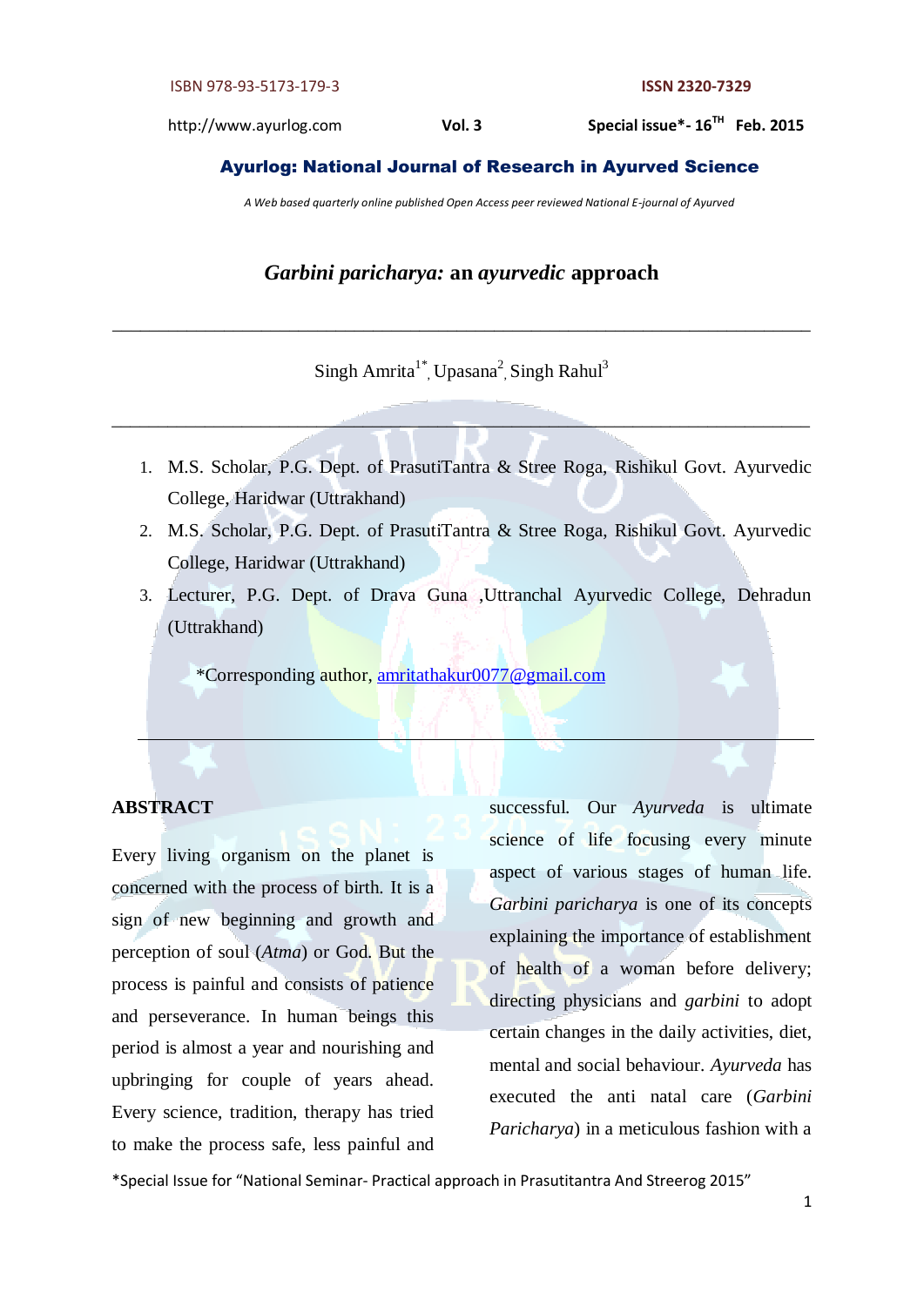# *Garbini paricharya:* an *ayurvedic* approach

Singh Amrita[1*], Upasana[2], Singh Rahul[3]

1. M.S. Scholar, P.G. Dept. of PrasutiTantra & Stree Roga, Rishikul Govt. Ayurvedic College, Haridwar (Uttrakhand)
2. M.S. Scholar, P.G. Dept. of PrasutiTantra & Stree Roga, Rishikul Govt. Ayurvedic College, Haridwar (Uttrakhand)
3. Lecturer, P.G. Dept. of Drava Guna ,Uttranchal Ayurvedic College, Dehradun (Uttrakhand)

*Corresponding author, amritathakur0077@gmail.com

## ABSTRACT

Every living organism on the planet is concerned with the process of birth. It is a sign of new beginning and growth and perception of soul (*Atma*) or God. But the process is painful and consists of patience and perseverance. In human beings this period is almost a year and nourishing and upbringing for couple of years ahead. Every science, tradition, therapy has tried to make the process safe, less painful and successful. Our *Ayurveda* is ultimate science of life focusing every minute aspect of various stages of human life. *Garbini paricharya* is one of its concepts explaining the importance of establishment of health of a woman before delivery; directing physicians and *garbini* to adopt certain changes in the daily activities, diet, mental and social behaviour. *Ayurveda* has executed the anti natal care (*Garbini Paricharya*) in a meticulous fashion with a

*Special Issue for "National Seminar- Practical approach in Prasutitantra And Streerog 2015"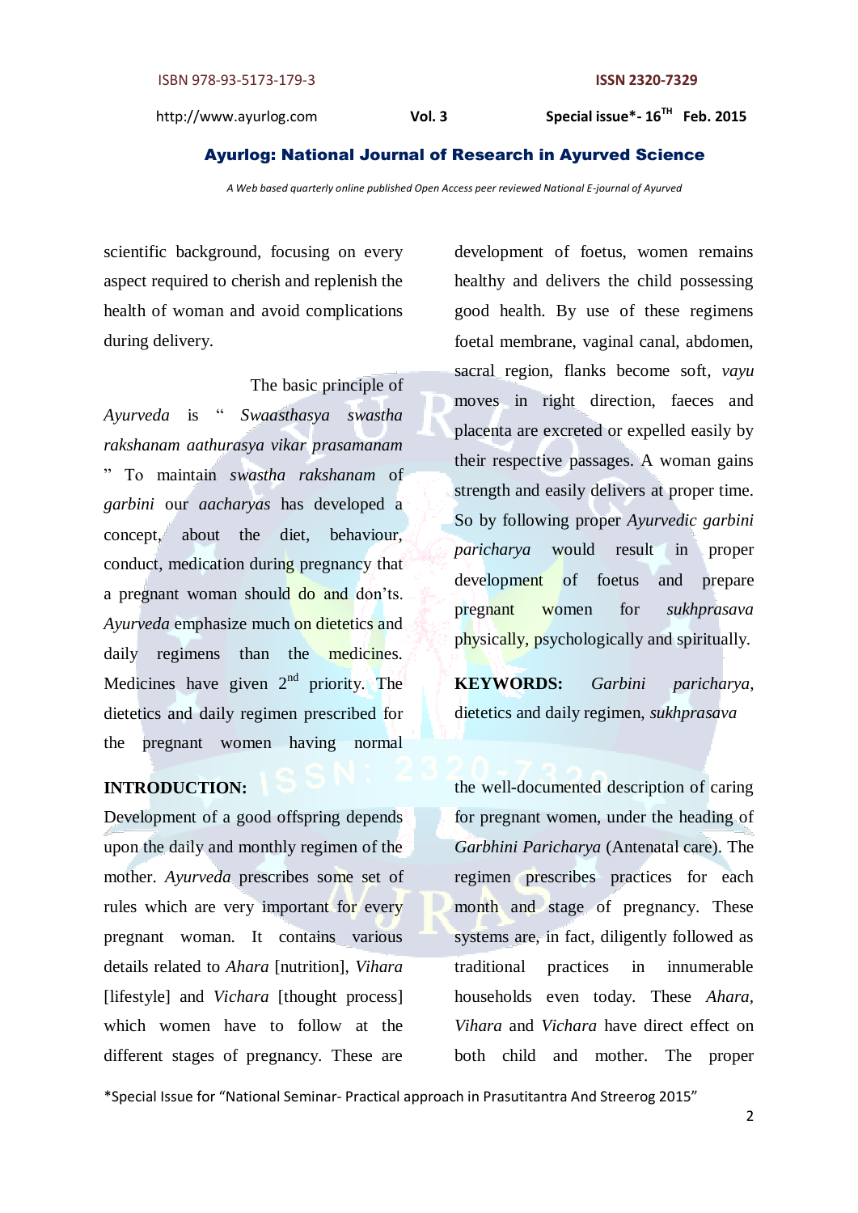scientific background, focusing on every aspect required to cherish and replenish the health of woman and avoid complications during delivery.

The basic principle of *Ayurveda* is " *Swaasthasya swastha rakshanam aathurasya vikar prasamanam* " To maintain *swastha rakshanam* of *garbini* our *aacharyas* has developed a concept, about the diet, behaviour, conduct, medication during pregnancy that a pregnant woman should do and don'ts. *Ayurveda* emphasize much on dietetics and daily regimens than the medicines. Medicines have given 2nd priority. The dietetics and daily regimen prescribed for the pregnant women having normal development of foetus, women remains healthy and delivers the child possessing good health. By use of these regimens foetal membrane, vaginal canal, abdomen, sacral region, flanks become soft, *vayu* moves in right direction, faeces and placenta are excreted or expelled easily by their respective passages. A woman gains strength and easily delivers at proper time. So by following proper *Ayurvedic garbini paricharya* would result in proper development of foetus and prepare pregnant women for *sukhprasava* physically, psychologically and spiritually.

**KEYWORDS:** *Garbini paricharya*, dietetics and daily regimen, *sukhprasava*

## INTRODUCTION:

Development of a good offspring depends upon the daily and monthly regimen of the mother. *Ayurveda* prescribes some set of rules which are very important for every pregnant woman. It contains various details related to *Ahara* [nutrition], *Vihara* [lifestyle] and *Vichara* [thought process] which women have to follow at the different stages of pregnancy. These are the well-documented description of caring for pregnant women, under the heading of *Garbhini Paricharya* (Antenatal care). The regimen prescribes practices for each month and stage of pregnancy. These systems are, in fact, diligently followed as traditional practices in innumerable households even today. These *Ahara*, *Vihara* and *Vichara* have direct effect on both child and mother. The proper

*Special Issue for "National Seminar- Practical approach in Prasutitantra And Streerog 2015"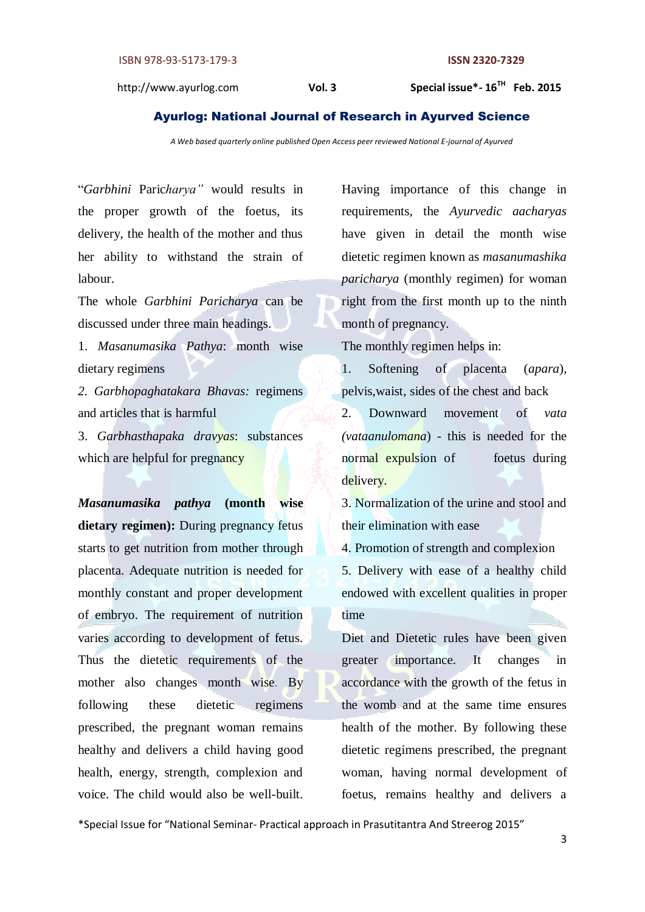"*Garbhini* Pari*charya"* would results in the proper growth of the foetus, its delivery, the health of the mother and thus her ability to withstand the strain of labour.

The whole *Garbhini Paricharya* can be discussed under three main headings.

1. *Masanumasika Pathya*: month wise dietary regimens
2. *Garbhopaghatakara Bhavas:* regimens and articles that is harmful
3. *Garbhasthapaka dravyas*: substances which are helpful for pregnancy

***Masanumasika pathya* (month wise dietary regimen):** During pregnancy fetus starts to get nutrition from mother through placenta. Adequate nutrition is needed for monthly constant and proper development of embryo. The requirement of nutrition varies according to development of fetus. Thus the dietetic requirements of the mother also changes month wise. By following these dietetic regimens prescribed, the pregnant woman remains healthy and delivers a child having good health, energy, strength, complexion and voice. The child would also be well-built. Having importance of this change in requirements, the *Ayurvedic aacharyas* have given in detail the month wise dietetic regimen known as *masanumashika paricharya* (monthly regimen) for woman right from the first month up to the ninth month of pregnancy.

The monthly regimen helps in:

1. Softening of placenta (*apara*), pelvis,waist, sides of the chest and back
2. Downward movement of *vata (vataanulomana*) - this is needed for the normal expulsion of foetus during delivery.
3. Normalization of the urine and stool and their elimination with ease
4. Promotion of strength and complexion
5. Delivery with ease of a healthy child endowed with excellent qualities in proper time

Diet and Dietetic rules have been given greater importance. It changes in accordance with the growth of the fetus in the womb and at the same time ensures health of the mother. By following these dietetic regimens prescribed, the pregnant woman, having normal development of foetus, remains healthy and delivers a

*Special Issue for "National Seminar- Practical approach in Prasutitantra And Streerog 2015"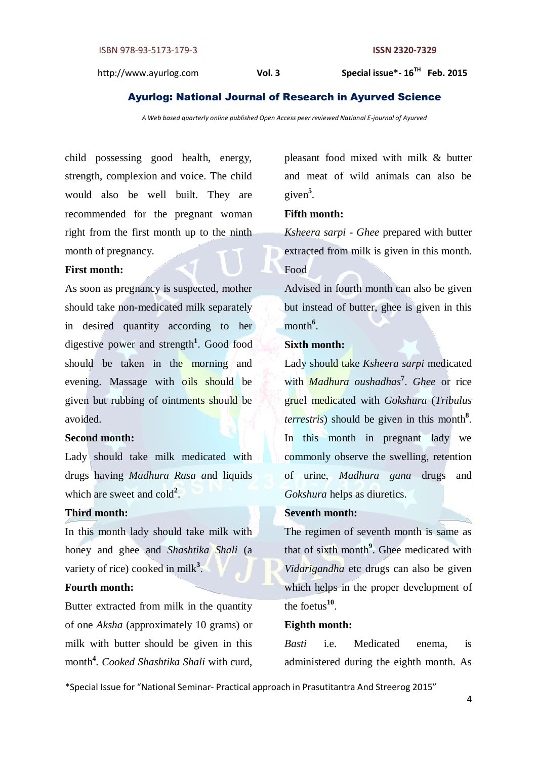child possessing good health, energy, strength, complexion and voice. The child would also be well built. They are recommended for the pregnant woman right from the first month up to the ninth month of pregnancy.

**First month:**

As soon as pregnancy is suspected, mother should take non-medicated milk separately in desired quantity according to her digestive power and strength[1]. Good food should be taken in the morning and evening. Massage with oils should be given but rubbing of ointments should be avoided.

**Second month:**

Lady should take milk medicated with drugs having *Madhura Rasa a*nd liquids which are sweet and cold[2].

**Third month:**

In this month lady should take milk with honey and ghee and *Shashtika Shali* (a variety of rice) cooked in milk[3].

**Fourth month:**

Butter extracted from milk in the quantity of one *Aksha* (approximately 10 grams) or milk with butter should be given in this month[4]. *Cooked Shashtika Shali* with curd, pleasant food mixed with milk & butter and meat of wild animals can also be given[5].

**Fifth month:**

*Ksheera sarpi - Ghee* prepared with butter extracted from milk is given in this month. Food

Advised in fourth month can also be given but instead of butter, ghee is given in this month[6].

**Sixth month:**

Lady should take *Ksheera sarpi* medicated with *Madhura oushadhas*[7]. *Ghee* or rice gruel medicated with *Gokshura* (*Tribulus terrestris*) should be given in this month[8]. In this month in pregnant lady we commonly observe the swelling, retention of urine, *Madhura gana* drugs and *Gokshura* helps as diuretics.

**Seventh month:**

The regimen of seventh month is same as that of sixth month[9]. Ghee medicated with *Vidarigandha* etc drugs can also be given which helps in the proper development of the foetus[10].

**Eighth month:**

*Basti* i.e. Medicated enema, is administered during the eighth month. As

*Special Issue for "National Seminar- Practical approach in Prasutitantra And Streerog 2015"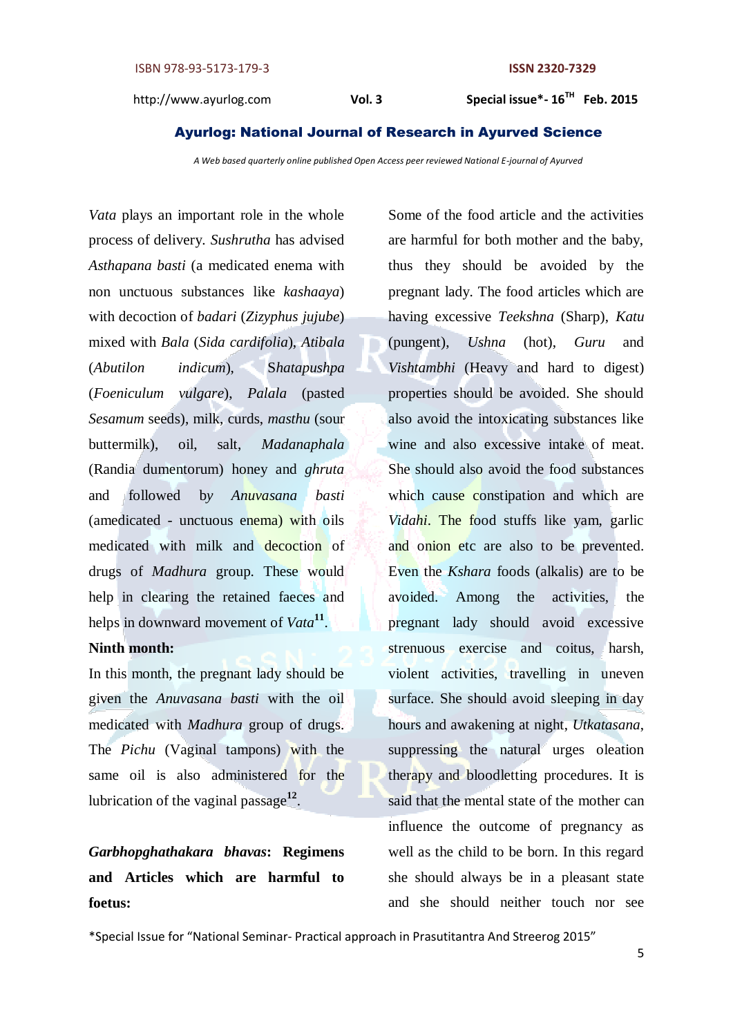*Vata* plays an important role in the whole process of delivery. *Sushrutha* has advised *Asthapana basti* (a medicated enema with non unctuous substances like *kashaaya*) with decoction of *badari* (*Zizyphus jujube*) mixed with *Bala* (*Sida cardifolia*), *Atibala* (*Abutilon indicum*), *Shatapushpa* (*Foeniculum vulgare*), *Palala* (pasted *Sesamum* seeds), milk, curds, *masthu* (sour buttermilk), oil, salt, *Madanaphala* (Randia dumentorum) honey and *ghruta* and followed by *Anuvasana basti* (amedicated - unctuous enema) with oils medicated with milk and decoction of drugs of *Madhura* group. These would help in clearing the retained faeces and helps in downward movement of *Vata*[11].

**Ninth month:**

In this month, the pregnant lady should be given the *Anuvasana basti* with the oil medicated with *Madhura* group of drugs. The *Pichu* (Vaginal tampons) with the same oil is also administered for the lubrication of the vaginal passage[12].

***Garbhopghathakara bhavas*: Regimens and Articles which are harmful to foetus:**

Some of the food article and the activities are harmful for both mother and the baby, thus they should be avoided by the pregnant lady. The food articles which are having excessive *Teekshna* (Sharp), *Katu* (pungent), *Ushna* (hot), *Guru* and *Vishtambhi* (Heavy and hard to digest) properties should be avoided. She should also avoid the intoxicating substances like wine and also excessive intake of meat. She should also avoid the food substances which cause constipation and which are *Vidahi*. The food stuffs like yam, garlic and onion etc are also to be prevented. Even the *Kshara* foods (alkalis) are to be avoided. Among the activities, the pregnant lady should avoid excessive strenuous exercise and coitus, harsh, violent activities, travelling in uneven surface. She should avoid sleeping in day hours and awakening at night, *Utkatasana*, suppressing the natural urges oleation therapy and bloodletting procedures. It is said that the mental state of the mother can influence the outcome of pregnancy as well as the child to be born. In this regard she should always be in a pleasant state and she should neither touch nor see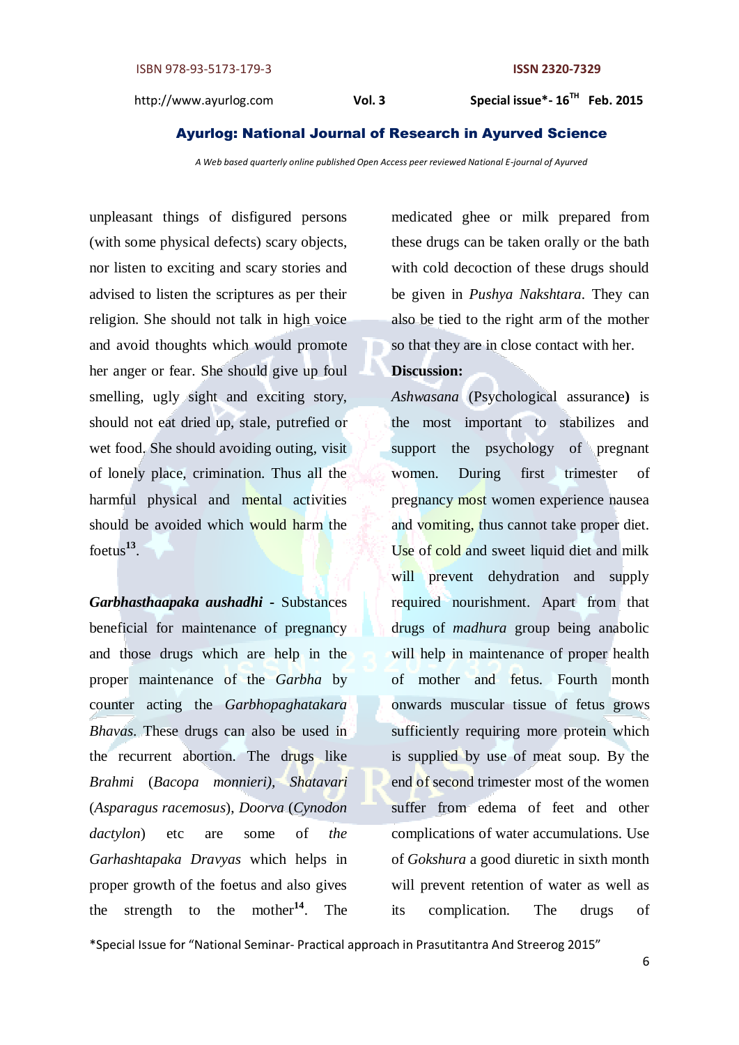unpleasant things of disfigured persons (with some physical defects) scary objects, nor listen to exciting and scary stories and advised to listen the scriptures as per their religion. She should not talk in high voice and avoid thoughts which would promote her anger or fear. She should give up foul smelling, ugly sight and exciting story, should not eat dried up, stale, putrefied or wet food. She should avoiding outing, visit of lonely place, crimination. Thus all the harmful physical and mental activities should be avoided which would harm the foetus[13].

***Garbhasthaapaka aushadhi*** - Substances beneficial for maintenance of pregnancy and those drugs which are help in the proper maintenance of the *Garbha* by counter acting the *Garbhopaghatakara Bhavas*. These drugs can also be used in the recurrent abortion. The drugs like *Brahmi* (*Bacopa monnieri*), *Shatavari* (*Asparagus racemosus*), *Doorva* (*Cynodon dactylon*) etc are some of *the Garhashtapaka Dravyas* which helps in proper growth of the foetus and also gives the strength to the mother[14]. The medicated ghee or milk prepared from these drugs can be taken orally or the bath with cold decoction of these drugs should be given in *Pushya Nakshtara*. They can also be tied to the right arm of the mother so that they are in close contact with her.

**Discussion:**

*Ashwasana* (Psychological assurance**)** is the most important to stabilizes and support the psychology of pregnant women. During first trimester of pregnancy most women experience nausea and vomiting, thus cannot take proper diet. Use of cold and sweet liquid diet and milk will prevent dehydration and supply required nourishment. Apart from that drugs of *madhura* group being anabolic will help in maintenance of proper health of mother and fetus. Fourth month onwards muscular tissue of fetus grows sufficiently requiring more protein which is supplied by use of meat soup. By the end of second trimester most of the women suffer from edema of feet and other complications of water accumulations. Use of *Gokshura* a good diuretic in sixth month will prevent retention of water as well as its complication. The drugs of

*Special Issue for "National Seminar- Practical approach in Prasutitantra And Streerog 2015"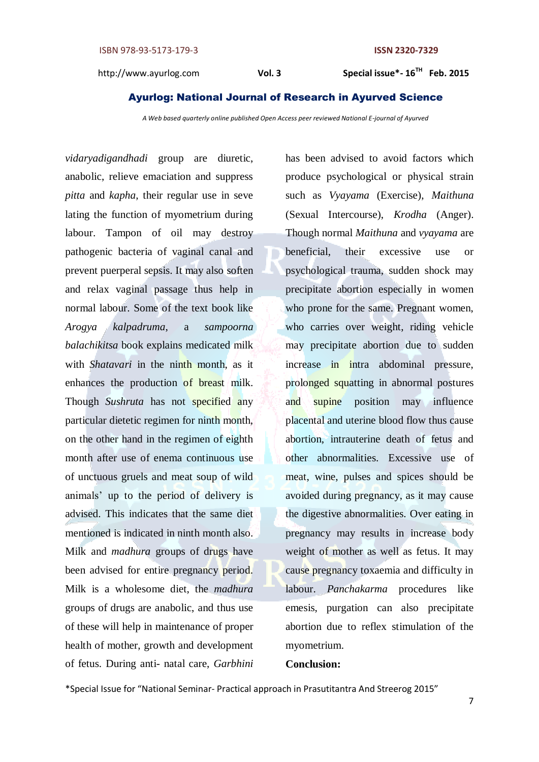*vidaryadigandhadi* group are diuretic, anabolic, relieve emaciation and suppress *pitta* and *kapha*, their regular use in seve lating the function of myometrium during labour. Tampon of oil may destroy pathogenic bacteria of vaginal canal and prevent puerperal sepsis. It may also soften and relax vaginal passage thus help in normal labour. Some of the text book like *Arogya kalpadruma*, a *sampoorna balachikitsa* book explains medicated milk with *Shatavari* in the ninth month, as it enhances the production of breast milk. Though *Sushruta* has not specified any particular dietetic regimen for ninth month, on the other hand in the regimen of eighth month after use of enema continuous use of unctuous gruels and meat soup of wild animals' up to the period of delivery is advised. This indicates that the same diet mentioned is indicated in ninth month also. Milk and *madhura* groups of drugs have been advised for entire pregnancy period. Milk is a wholesome diet, the *madhura* groups of drugs are anabolic, and thus use of these will help in maintenance of proper health of mother, growth and development of fetus. During anti- natal care, *Garbhini* has been advised to avoid factors which produce psychological or physical strain such as *Vyayama* (Exercise), *Maithuna* (Sexual Intercourse), *Krodha* (Anger). Though normal *Maithuna* and *vyayama* are beneficial, their excessive use or psychological trauma, sudden shock may precipitate abortion especially in women who prone for the same. Pregnant women, who carries over weight, riding vehicle may precipitate abortion due to sudden increase in intra abdominal pressure, prolonged squatting in abnormal postures and supine position may influence placental and uterine blood flow thus cause abortion, intrauterine death of fetus and other abnormalities. Excessive use of meat, wine, pulses and spices should be avoided during pregnancy, as it may cause the digestive abnormalities. Over eating in pregnancy may results in increase body weight of mother as well as fetus. It may cause pregnancy toxaemia and difficulty in labour. *Panchakarma* procedures like emesis, purgation can also precipitate abortion due to reflex stimulation of the myometrium.

**Conclusion:**

*Special Issue for "National Seminar- Practical approach in Prasutitantra And Streerog 2015"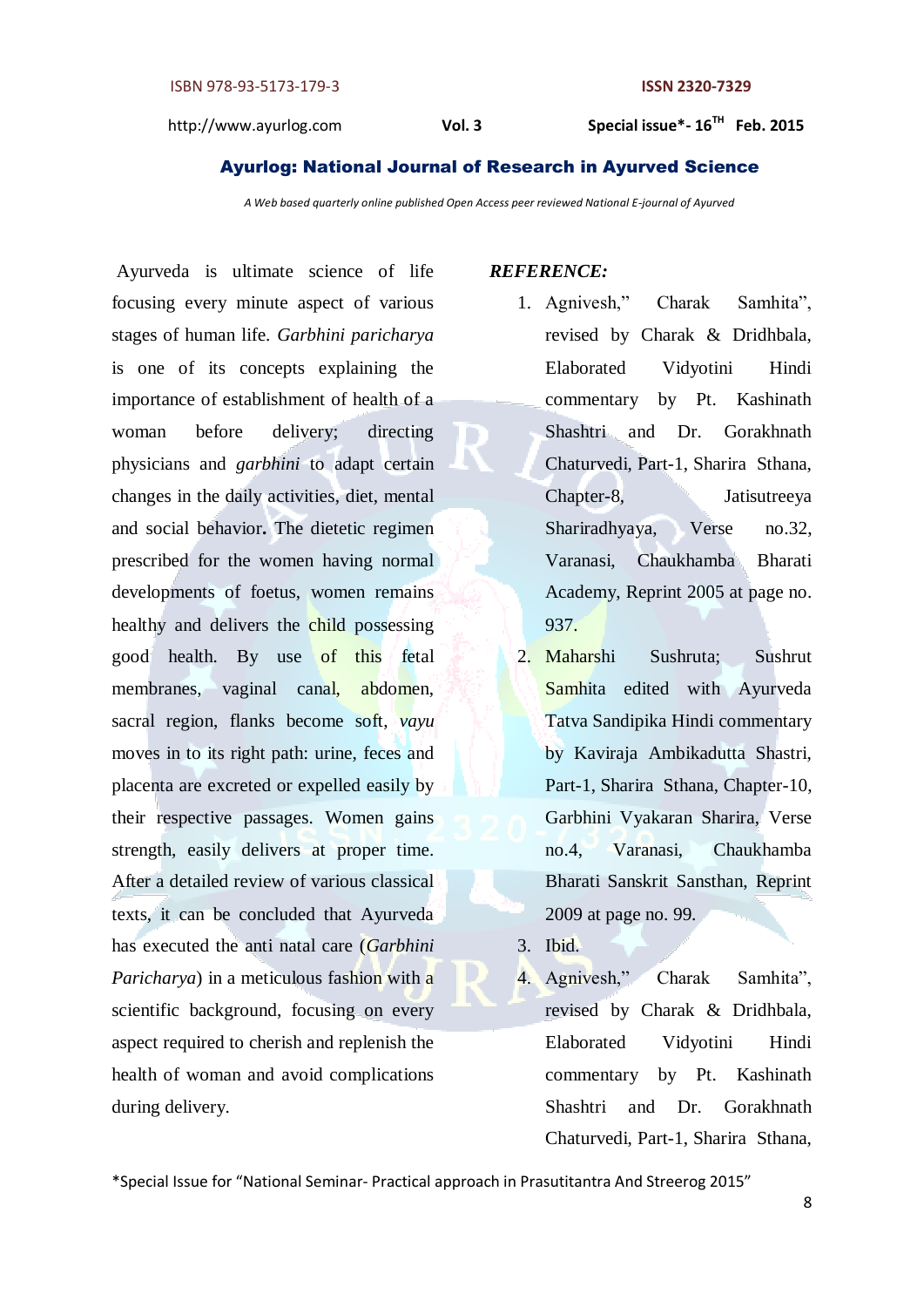Ayurveda is ultimate science of life focusing every minute aspect of various stages of human life. *Garbhini paricharya* is one of its concepts explaining the importance of establishment of health of a woman before delivery; directing physicians and *garbhini* to adapt certain changes in the daily activities, diet, mental and social behavior**.** The dietetic regimen prescribed for the women having normal developments of foetus, women remains healthy and delivers the child possessing good health. By use of this fetal membranes, vaginal canal, abdomen, sacral region, flanks become soft, *vayu* moves in to its right path: urine, feces and placenta are excreted or expelled easily by their respective passages. Women gains strength, easily delivers at proper time. After a detailed review of various classical texts, it can be concluded that Ayurveda has executed the anti natal care (*Garbhini Paricharya*) in a meticulous fashion with a scientific background, focusing on every aspect required to cherish and replenish the health of woman and avoid complications during delivery.

***REFERENCE:***

1. Agnivesh," Charak Samhita", revised by Charak & Dridhbala, Elaborated Vidyotini Hindi commentary by Pt. Kashinath Shashtri and Dr. Gorakhnath Chaturvedi, Part-1, Sharira Sthana, Chapter-8, Jatisutreeya Shariradhyaya, Verse no.32, Varanasi, Chaukhamba Bharati Academy, Reprint 2005 at page no. 937.
2. Maharshi Sushruta; Sushrut Samhita edited with Ayurveda Tatva Sandipika Hindi commentary by Kaviraja Ambikadutta Shastri, Part-1, Sharira Sthana, Chapter-10, Garbhini Vyakaran Sharira, Verse no.4, Varanasi, Chaukhamba Bharati Sanskrit Sansthan, Reprint 2009 at page no. 99.
3. Ibid.
4. Agnivesh," Charak Samhita", revised by Charak & Dridhbala, Elaborated Vidyotini Hindi commentary by Pt. Kashinath Shashtri and Dr. Gorakhnath Chaturvedi, Part-1, Sharira Sthana,

*Special Issue for "National Seminar- Practical approach in Prasutitantra And Streerog 2015"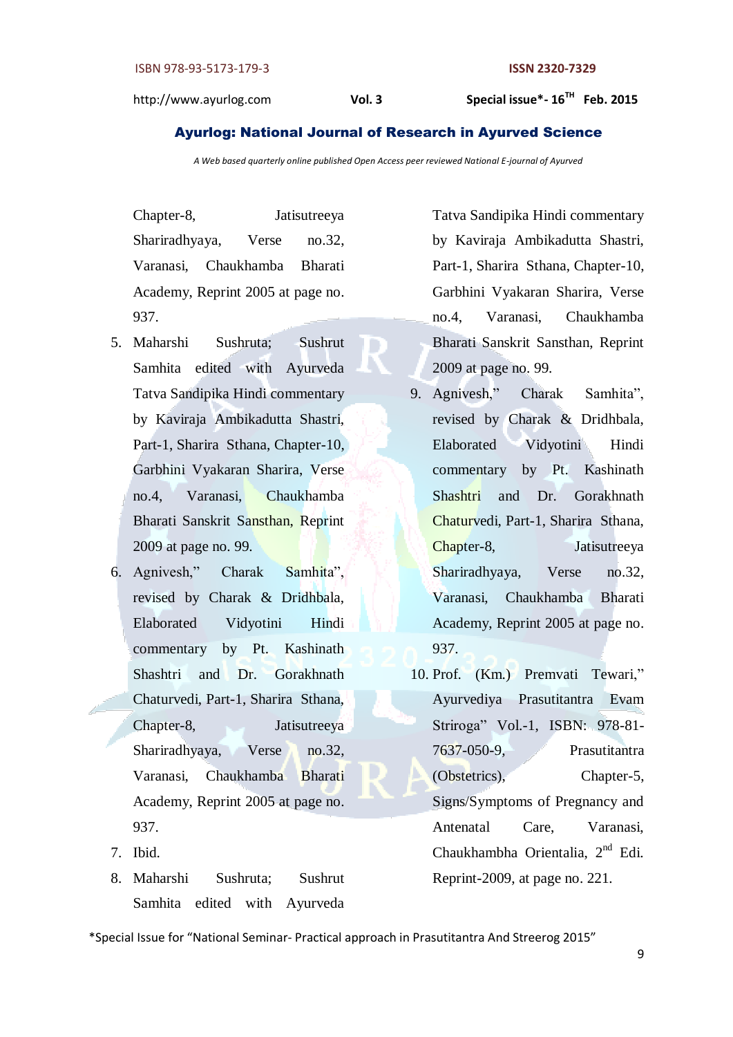Chapter-8, Jatisutreeya Shariradhyaya, Verse no.32, Varanasi, Chaukhamba Bharati Academy, Reprint 2005 at page no. 937.

5. Maharshi Sushruta; Sushrut Samhita edited with Ayurveda Tatva Sandipika Hindi commentary by Kaviraja Ambikadutta Shastri, Part-1, Sharira Sthana, Chapter-10, Garbhini Vyakaran Sharira, Verse no.4, Varanasi, Chaukhamba Bharati Sanskrit Sansthan, Reprint 2009 at page no. 99.
6. Agnivesh," Charak Samhita", revised by Charak & Dridhbala, Elaborated Vidyotini Hindi commentary by Pt. Kashinath Shashtri and Dr. Gorakhnath Chaturvedi, Part-1, Sharira Sthana, Chapter-8, Jatisutreeya Shariradhyaya, Verse no.32, Varanasi, Chaukhamba Bharati Academy, Reprint 2005 at page no. 937.
7. Ibid.
8. Maharshi Sushruta; Sushrut Samhita edited with Ayurveda Tatva Sandipika Hindi commentary by Kaviraja Ambikadutta Shastri, Part-1, Sharira Sthana, Chapter-10, Garbhini Vyakaran Sharira, Verse no.4, Varanasi, Chaukhamba Bharati Sanskrit Sansthan, Reprint 2009 at page no. 99.
9. Agnivesh," Charak Samhita", revised by Charak & Dridhbala, Elaborated Vidyotini Hindi commentary by Pt. Kashinath Shashtri and Dr. Gorakhnath Chaturvedi, Part-1, Sharira Sthana, Chapter-8, Jatisutreeya Shariradhyaya, Verse no.32, Varanasi, Chaukhamba Bharati Academy, Reprint 2005 at page no. 937.
10. Prof. (Km.) Premvati Tewari," Ayurvediya Prasutitantra Evam Striroga" Vol.-1, ISBN: 978-81-7637-050-9, Prasutitantra (Obstetrics), Chapter-5, Signs/Symptoms of Pregnancy and Antenatal Care, Varanasi, Chaukhambha Orientalia, 2nd Edi. Reprint-2009, at page no. 221.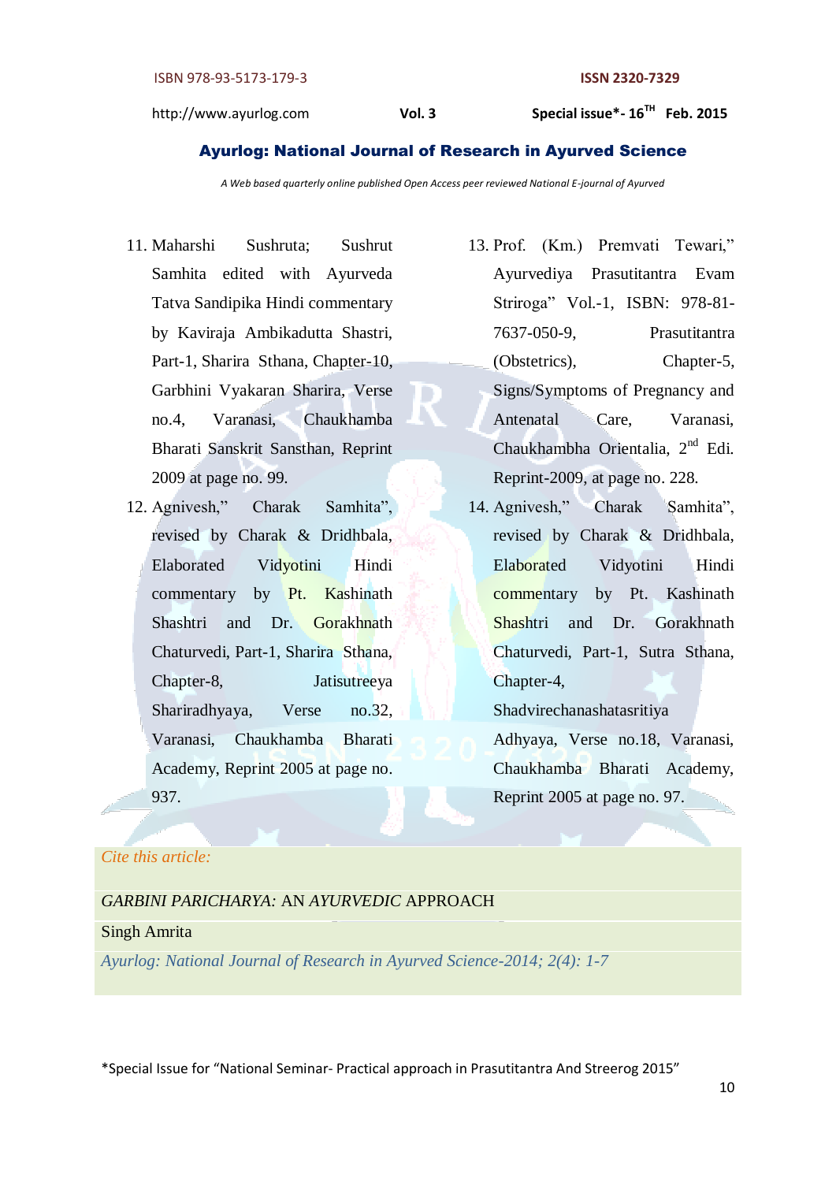11. Maharshi Sushruta; Sushrut Samhita edited with Ayurveda Tatva Sandipika Hindi commentary by Kaviraja Ambikadutta Shastri, Part-1, Sharira Sthana, Chapter-10, Garbhini Vyakaran Sharira, Verse no.4, Varanasi, Chaukhamba Bharati Sanskrit Sansthan, Reprint 2009 at page no. 99.
12. Agnivesh," Charak Samhita", revised by Charak & Dridhbala, Elaborated Vidyotini Hindi commentary by Pt. Kashinath Shashtri and Dr. Gorakhnath Chaturvedi, Part-1, Sharira Sthana, Chapter-8, Jatisutreeya Shariradhyaya, Verse no.32, Varanasi, Chaukhamba Bharati Academy, Reprint 2005 at page no. 937.
13. Prof. (Km.) Premvati Tewari," Ayurvediya Prasutitantra Evam Striroga" Vol.-1, ISBN: 978-81-7637-050-9, Prasutitantra (Obstetrics), Chapter-5, Signs/Symptoms of Pregnancy and Antenatal Care, Varanasi, Chaukhambha Orientalia, 2nd Edi. Reprint-2009, at page no. 228.
14. Agnivesh," Charak Samhita", revised by Charak & Dridhbala, Elaborated Vidyotini Hindi commentary by Pt. Kashinath Shashtri and Dr. Gorakhnath Chaturvedi, Part-1, Sutra Sthana, Chapter-4, Shadvirechanashatasritiya Adhyaya, Verse no.18, Varanasi, Chaukhamba Bharati Academy, Reprint 2005 at page no. 97.

*Cite this article:*

*GARBINI PARICHARYA:* AN *AYURVEDIC* APPROACH

Singh Amrita

*Ayurlog: National Journal of Research in Ayurved Science-2014; 2(4): 1-7*

*Special Issue for "National Seminar- Practical approach in Prasutitantra And Streerog 2015"